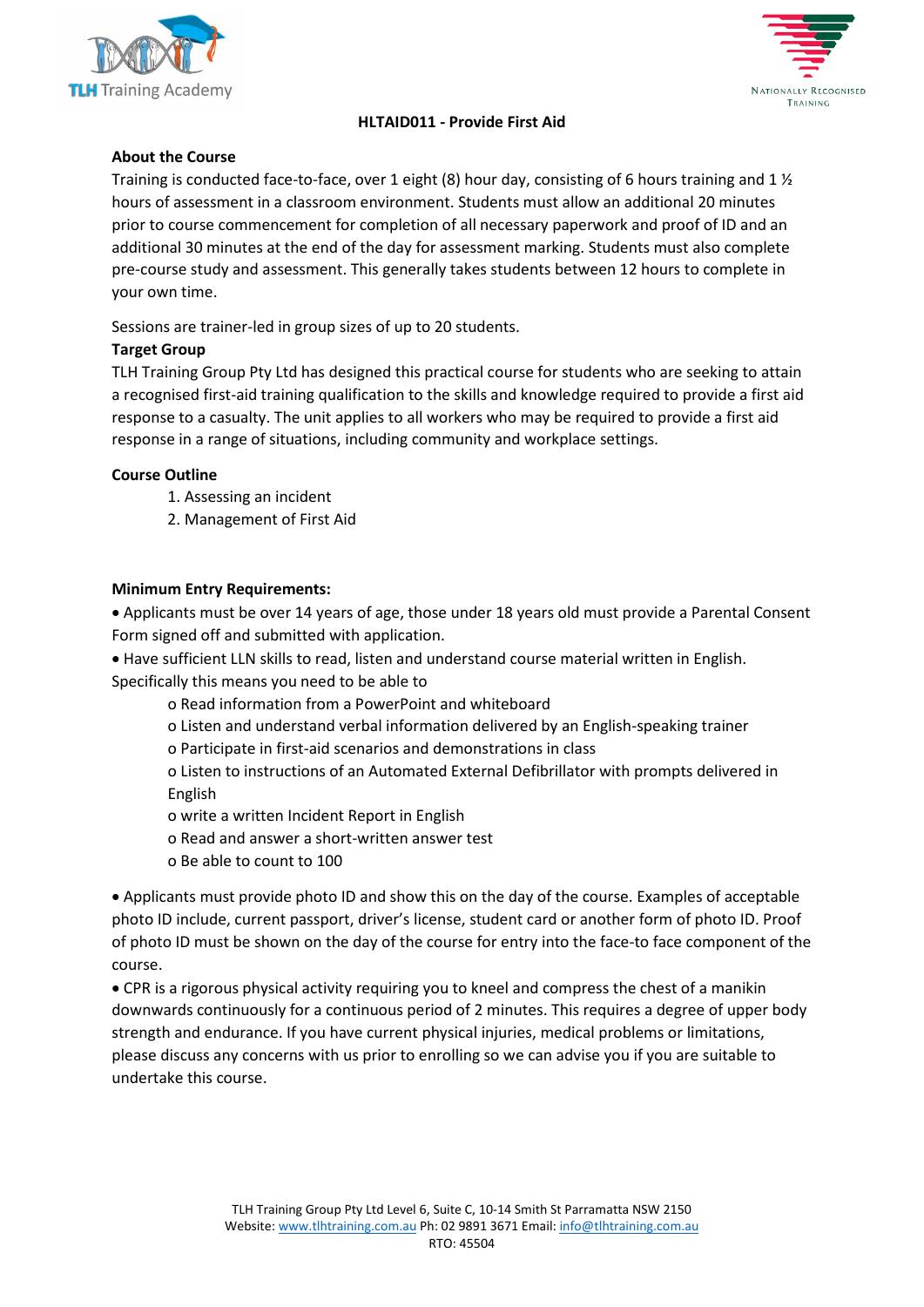# HLTAID011 - Provide First Aid

**About the Course**

Training is conducted face-to-face, over 1 eight (8) hour day, consisting of 6 hours training and 1 ½ hours of assessment in a classroom environment. Students must allow an additional 20 minutes prior to course commencement for completion of all necessary paperwork and proof of ID and an additional 30 minutes at the end of the day for assessment marking. Students must also complete pre-course study and assessment. This generally takes students between 12 hours to complete in your own time.

Sessions are trainer-led in group sizes of up to 20 students.

**Target Group**

TLH Training Group Pty Ltd has designed this practical course for students who are seeking to attain a recognised first-aid training qualification to the skills and knowledge required to provide a first aid response to a casualty. The unit applies to all workers who may be required to provide a first aid response in a range of situations, including community and workplace settings.

**Course Outline**

1. Assessing an incident
2. Management of First Aid

**Minimum Entry Requirements:**

- Applicants must be over 14 years of age, those under 18 years old must provide a Parental Consent Form signed off and submitted with application.
- Have sufficient LLN skills to read, listen and understand course material written in English. Specifically this means you need to be able to
  - Read information from a PowerPoint and whiteboard
  - Listen and understand verbal information delivered by an English-speaking trainer
  - Participate in first-aid scenarios and demonstrations in class
  - Listen to instructions of an Automated External Defibrillator with prompts delivered in English
  - write a written Incident Report in English
  - Read and answer a short-written answer test
  - Be able to count to 100
- Applicants must provide photo ID and show this on the day of the course. Examples of acceptable photo ID include, current passport, driver's license, student card or another form of photo ID. Proof of photo ID must be shown on the day of the course for entry into the face-to face component of the course.
- CPR is a rigorous physical activity requiring you to kneel and compress the chest of a manikin downwards continuously for a continuous period of 2 minutes. This requires a degree of upper body strength and endurance. If you have current physical injuries, medical problems or limitations, please discuss any concerns with us prior to enrolling so we can advise you if you are suitable to undertake this course.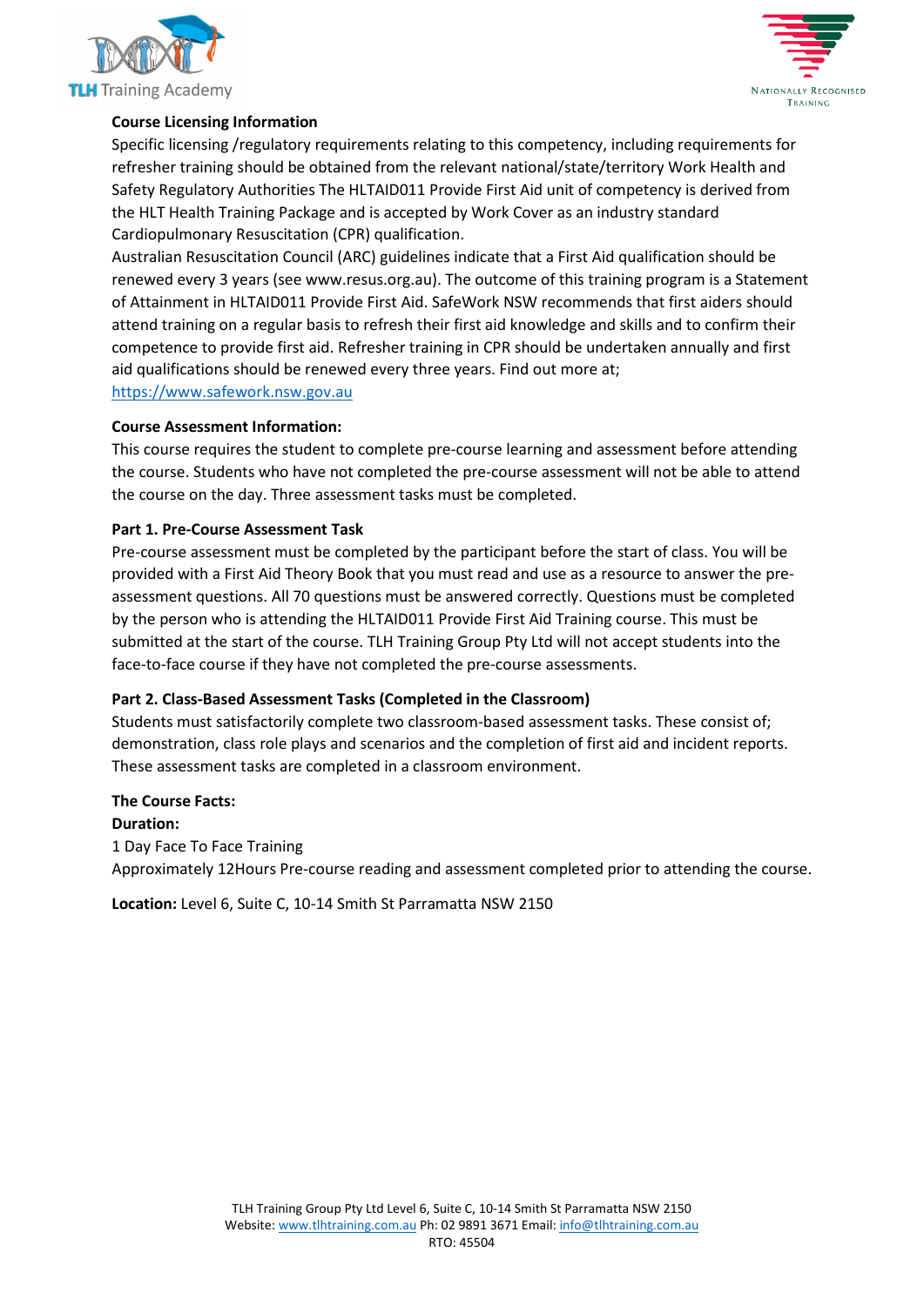**Course Licensing Information**

Specific licensing /regulatory requirements relating to this competency, including requirements for refresher training should be obtained from the relevant national/state/territory Work Health and Safety Regulatory Authorities The HLTAID011 Provide First Aid unit of competency is derived from the HLT Health Training Package and is accepted by Work Cover as an industry standard Cardiopulmonary Resuscitation (CPR) qualification.

Australian Resuscitation Council (ARC) guidelines indicate that a First Aid qualification should be renewed every 3 years (see www.resus.org.au). The outcome of this training program is a Statement of Attainment in HLTAID011 Provide First Aid. SafeWork NSW recommends that first aiders should attend training on a regular basis to refresh their first aid knowledge and skills and to confirm their competence to provide first aid. Refresher training in CPR should be undertaken annually and first aid qualifications should be renewed every three years. Find out more at;

https://www.safework.nsw.gov.au

**Course Assessment Information:**

This course requires the student to complete pre-course learning and assessment before attending the course. Students who have not completed the pre-course assessment will not be able to attend the course on the day. Three assessment tasks must be completed.

**Part 1. Pre-Course Assessment Task**

Pre-course assessment must be completed by the participant before the start of class. You will be provided with a First Aid Theory Book that you must read and use as a resource to answer the pre-assessment questions. All 70 questions must be answered correctly. Questions must be completed by the person who is attending the HLTAID011 Provide First Aid Training course. This must be submitted at the start of the course. TLH Training Group Pty Ltd will not accept students into the face-to-face course if they have not completed the pre-course assessments.

**Part 2. Class-Based Assessment Tasks (Completed in the Classroom)**

Students must satisfactorily complete two classroom-based assessment tasks. These consist of; demonstration, class role plays and scenarios and the completion of first aid and incident reports. These assessment tasks are completed in a classroom environment.

**The Course Facts:**

**Duration:**

1 Day Face To Face Training

Approximately 12Hours Pre-course reading and assessment completed prior to attending the course.

**Location:** Level 6, Suite C, 10-14 Smith St Parramatta NSW 2150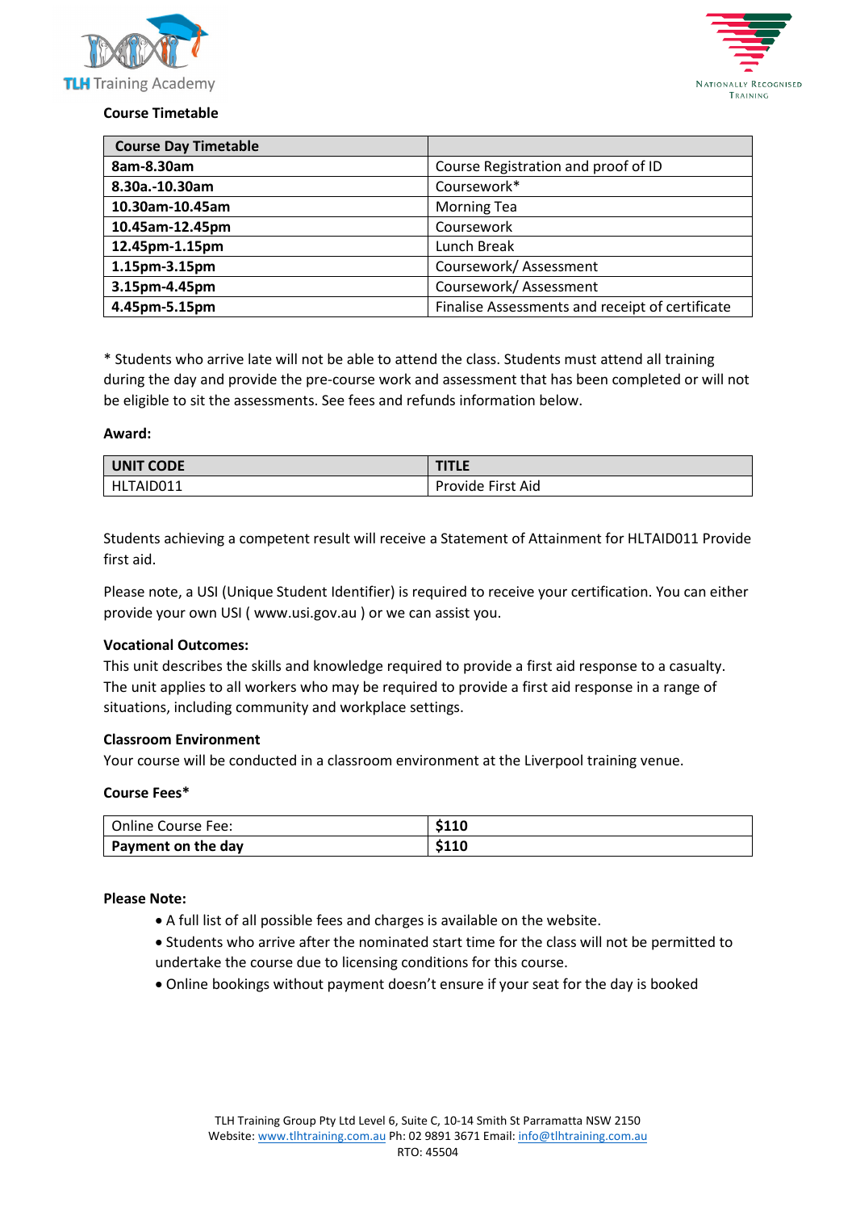**Course Timetable**

| Course Day Timetable | |
|---|---|
| **8am-8.30am** | Course Registration and proof of ID |
| **8.30a.-10.30am** | Coursework* |
| **10.30am-10.45am** | Morning Tea |
| **10.45am-12.45pm** | Coursework |
| **12.45pm-1.15pm** | Lunch Break |
| **1.15pm-3.15pm** | Coursework/ Assessment |
| **3.15pm-4.45pm** | Coursework/ Assessment |
| **4.45pm-5.15pm** | Finalise Assessments and receipt of certificate |

* Students who arrive late will not be able to attend the class. Students must attend all training during the day and provide the pre-course work and assessment that has been completed or will not be eligible to sit the assessments. See fees and refunds information below.

**Award:**

| UNIT CODE | TITLE |
|---|---|
| HLTAID011 | Provide First Aid |

Students achieving a competent result will receive a Statement of Attainment for HLTAID011 Provide first aid.

Please note, a USI (Unique Student Identifier) is required to receive your certification. You can either provide your own USI ( www.usi.gov.au ) or we can assist you.

**Vocational Outcomes:**
This unit describes the skills and knowledge required to provide a first aid response to a casualty. The unit applies to all workers who may be required to provide a first aid response in a range of situations, including community and workplace settings.

**Classroom Environment**
Your course will be conducted in a classroom environment at the Liverpool training venue.

**Course Fees***

| | |
|---|---|
| Online Course Fee: | **$110** |
| **Payment on the day** | **$110** |

**Please Note:**

- A full list of all possible fees and charges is available on the website.
- Students who arrive after the nominated start time for the class will not be permitted to undertake the course due to licensing conditions for this course.
- Online bookings without payment doesn't ensure if your seat for the day is booked

TLH Training Group Pty Ltd Level 6, Suite C, 10-14 Smith St Parramatta NSW 2150
Website: www.tlhtraining.com.au Ph: 02 9891 3671 Email: info@tlhtraining.com.au
RTO: 45504